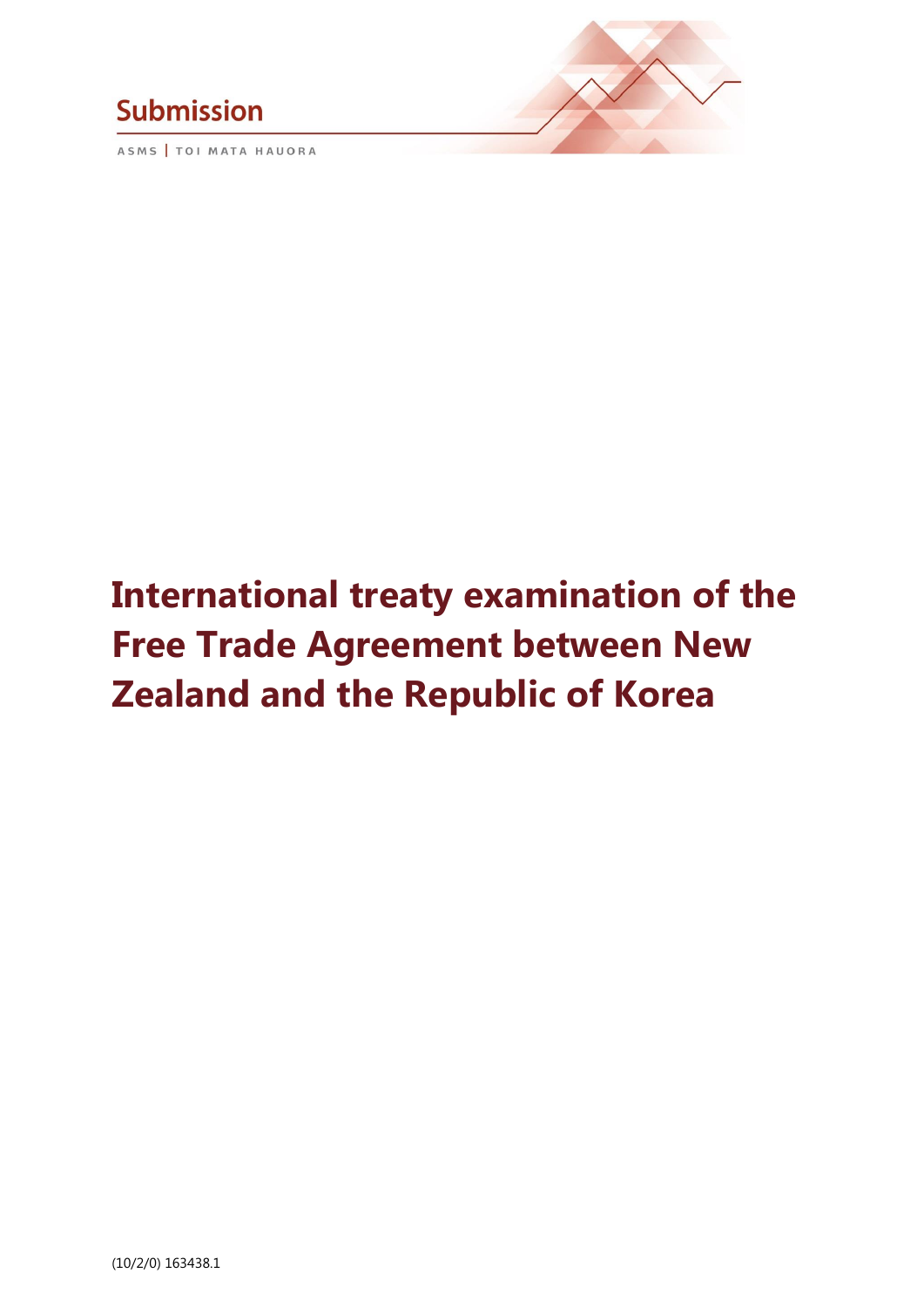Submission

ASMS | TOI MATA HAUORA

# International treaty examination of the Free Trade Agreement between New Zealand and the Republic of Korea

(10/2/0) 163438.1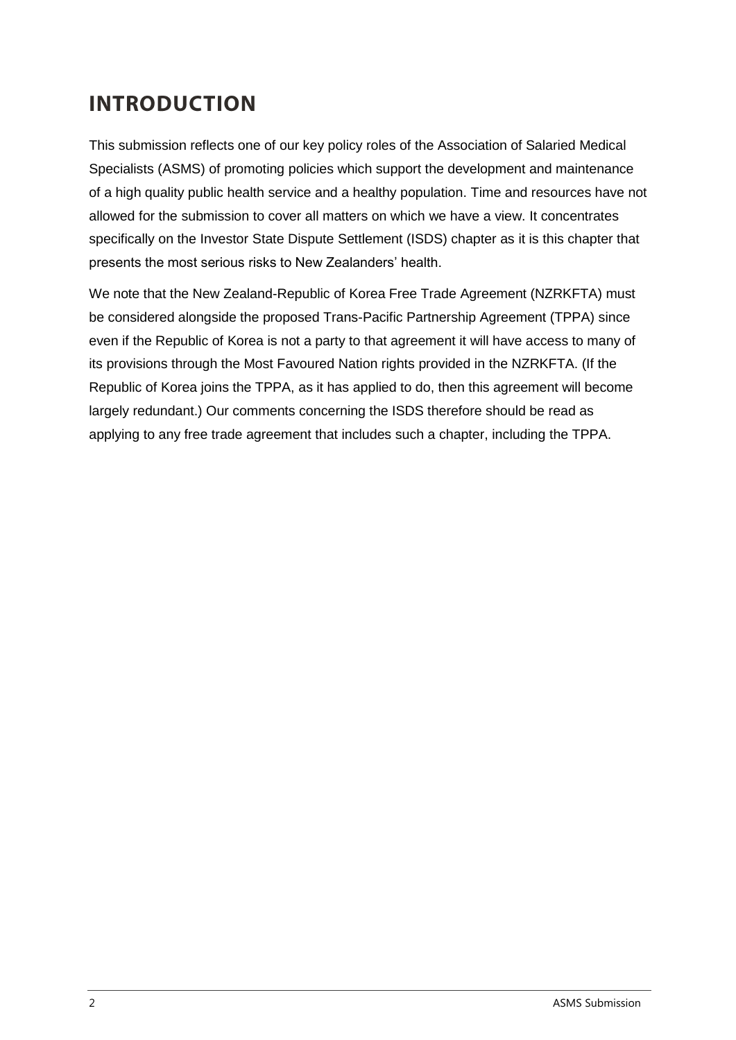# INTRODUCTION

This submission reflects one of our key policy roles of the Association of Salaried Medical Specialists (ASMS) of promoting policies which support the development and maintenance of a high quality public health service and a healthy population. Time and resources have not allowed for the submission to cover all matters on which we have a view. It concentrates specifically on the Investor State Dispute Settlement (ISDS) chapter as it is this chapter that presents the most serious risks to New Zealanders' health.

We note that the New Zealand-Republic of Korea Free Trade Agreement (NZRKFTA) must be considered alongside the proposed Trans-Pacific Partnership Agreement (TPPA) since even if the Republic of Korea is not a party to that agreement it will have access to many of its provisions through the Most Favoured Nation rights provided in the NZRKFTA. (If the Republic of Korea joins the TPPA, as it has applied to do, then this agreement will become largely redundant.) Our comments concerning the ISDS therefore should be read as applying to any free trade agreement that includes such a chapter, including the TPPA.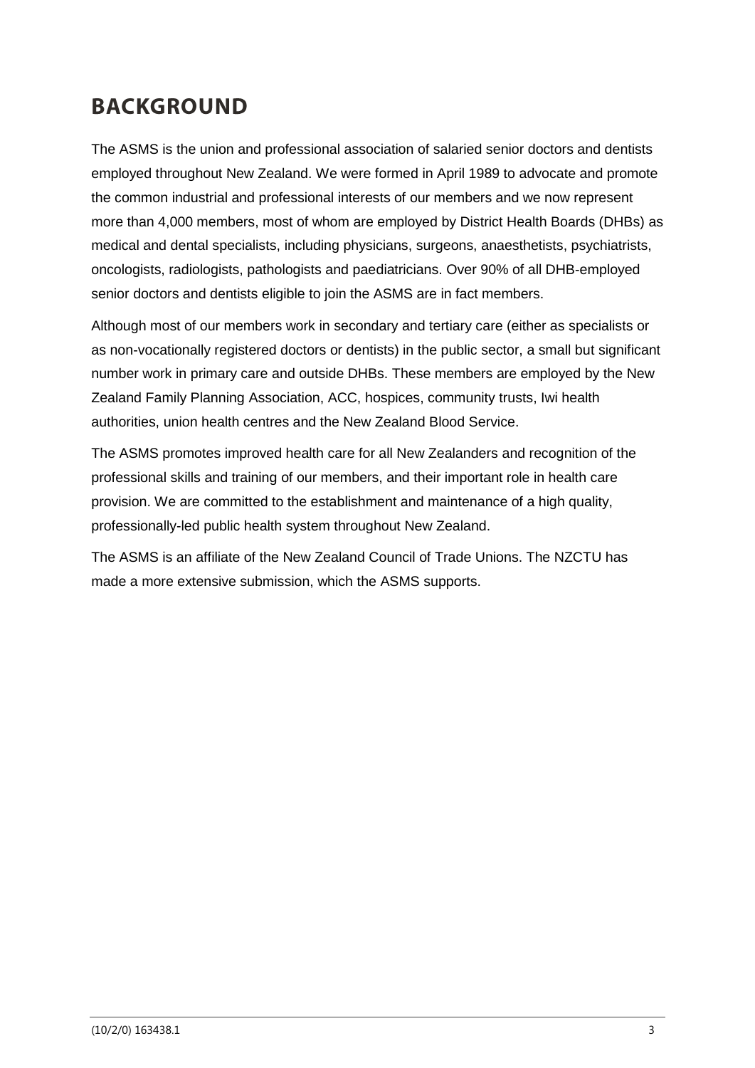# BACKGROUND

The ASMS is the union and professional association of salaried senior doctors and dentists employed throughout New Zealand. We were formed in April 1989 to advocate and promote the common industrial and professional interests of our members and we now represent more than 4,000 members, most of whom are employed by District Health Boards (DHBs) as medical and dental specialists, including physicians, surgeons, anaesthetists, psychiatrists, oncologists, radiologists, pathologists and paediatricians. Over 90% of all DHB-employed senior doctors and dentists eligible to join the ASMS are in fact members.

Although most of our members work in secondary and tertiary care (either as specialists or as non-vocationally registered doctors or dentists) in the public sector, a small but significant number work in primary care and outside DHBs. These members are employed by the New Zealand Family Planning Association, ACC, hospices, community trusts, Iwi health authorities, union health centres and the New Zealand Blood Service.

The ASMS promotes improved health care for all New Zealanders and recognition of the professional skills and training of our members, and their important role in health care provision. We are committed to the establishment and maintenance of a high quality, professionally-led public health system throughout New Zealand.

The ASMS is an affiliate of the New Zealand Council of Trade Unions. The NZCTU has made a more extensive submission, which the ASMS supports.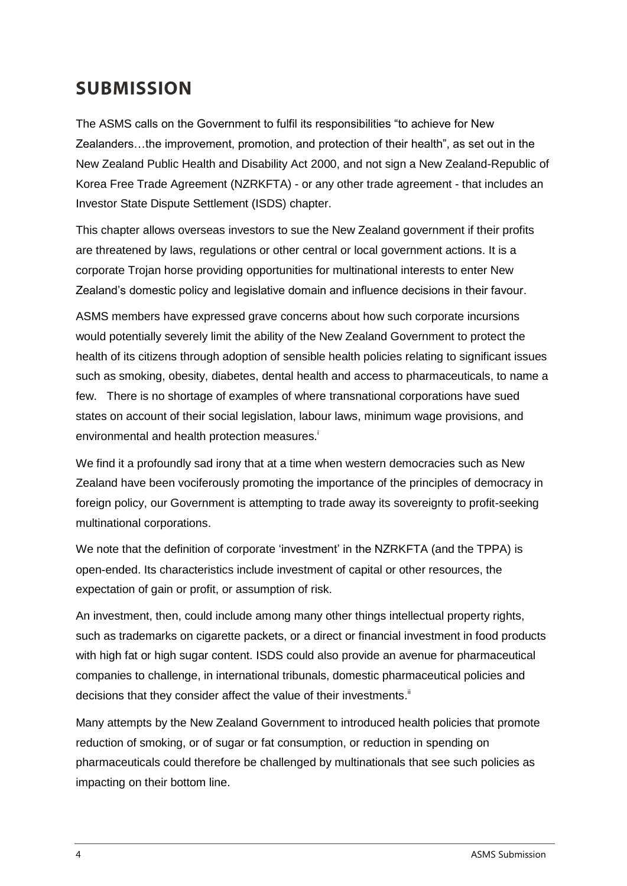# SUBMISSION

The ASMS calls on the Government to fulfil its responsibilities "to achieve for New Zealanders…the improvement, promotion, and protection of their health", as set out in the New Zealand Public Health and Disability Act 2000, and not sign a New Zealand-Republic of Korea Free Trade Agreement (NZRKFTA) - or any other trade agreement - that includes an Investor State Dispute Settlement (ISDS) chapter.

This chapter allows overseas investors to sue the New Zealand government if their profits are threatened by laws, regulations or other central or local government actions. It is a corporate Trojan horse providing opportunities for multinational interests to enter New Zealand's domestic policy and legislative domain and influence decisions in their favour.

ASMS members have expressed grave concerns about how such corporate incursions would potentially severely limit the ability of the New Zealand Government to protect the health of its citizens through adoption of sensible health policies relating to significant issues such as smoking, obesity, diabetes, dental health and access to pharmaceuticals, to name a few. There is no shortage of examples of where transnational corporations have sued states on account of their social legislation, labour laws, minimum wage provisions, and environmental and health protection measures.[i]

We find it a profoundly sad irony that at a time when western democracies such as New Zealand have been vociferously promoting the importance of the principles of democracy in foreign policy, our Government is attempting to trade away its sovereignty to profit-seeking multinational corporations.

We note that the definition of corporate 'investment' in the NZRKFTA (and the TPPA) is open-ended. Its characteristics include investment of capital or other resources, the expectation of gain or profit, or assumption of risk.

An investment, then, could include among many other things intellectual property rights, such as trademarks on cigarette packets, or a direct or financial investment in food products with high fat or high sugar content. ISDS could also provide an avenue for pharmaceutical companies to challenge, in international tribunals, domestic pharmaceutical policies and decisions that they consider affect the value of their investments.[ii]

Many attempts by the New Zealand Government to introduced health policies that promote reduction of smoking, or of sugar or fat consumption, or reduction in spending on pharmaceuticals could therefore be challenged by multinationals that see such policies as impacting on their bottom line.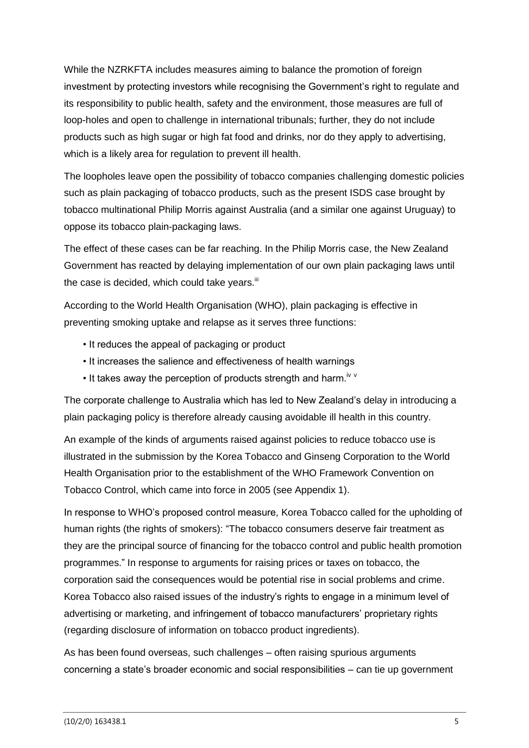While the NZRKFTA includes measures aiming to balance the promotion of foreign investment by protecting investors while recognising the Government's right to regulate and its responsibility to public health, safety and the environment, those measures are full of loop-holes and open to challenge in international tribunals; further, they do not include products such as high sugar or high fat food and drinks, nor do they apply to advertising, which is a likely area for regulation to prevent ill health.

The loopholes leave open the possibility of tobacco companies challenging domestic policies such as plain packaging of tobacco products, such as the present ISDS case brought by tobacco multinational Philip Morris against Australia (and a similar one against Uruguay) to oppose its tobacco plain-packaging laws.

The effect of these cases can be far reaching. In the Philip Morris case, the New Zealand Government has reacted by delaying implementation of our own plain packaging laws until the case is decided, which could take years.[iii]

According to the World Health Organisation (WHO), plain packaging is effective in preventing smoking uptake and relapse as it serves three functions:

- It reduces the appeal of packaging or product
- It increases the salience and effectiveness of health warnings
- It takes away the perception of products strength and harm.[iv v]

The corporate challenge to Australia which has led to New Zealand's delay in introducing a plain packaging policy is therefore already causing avoidable ill health in this country.

An example of the kinds of arguments raised against policies to reduce tobacco use is illustrated in the submission by the Korea Tobacco and Ginseng Corporation to the World Health Organisation prior to the establishment of the WHO Framework Convention on Tobacco Control, which came into force in 2005 (see Appendix 1).

In response to WHO's proposed control measure, Korea Tobacco called for the upholding of human rights (the rights of smokers): "The tobacco consumers deserve fair treatment as they are the principal source of financing for the tobacco control and public health promotion programmes." In response to arguments for raising prices or taxes on tobacco, the corporation said the consequences would be potential rise in social problems and crime. Korea Tobacco also raised issues of the industry's rights to engage in a minimum level of advertising or marketing, and infringement of tobacco manufacturers' proprietary rights (regarding disclosure of information on tobacco product ingredients).

As has been found overseas, such challenges – often raising spurious arguments concerning a state's broader economic and social responsibilities – can tie up government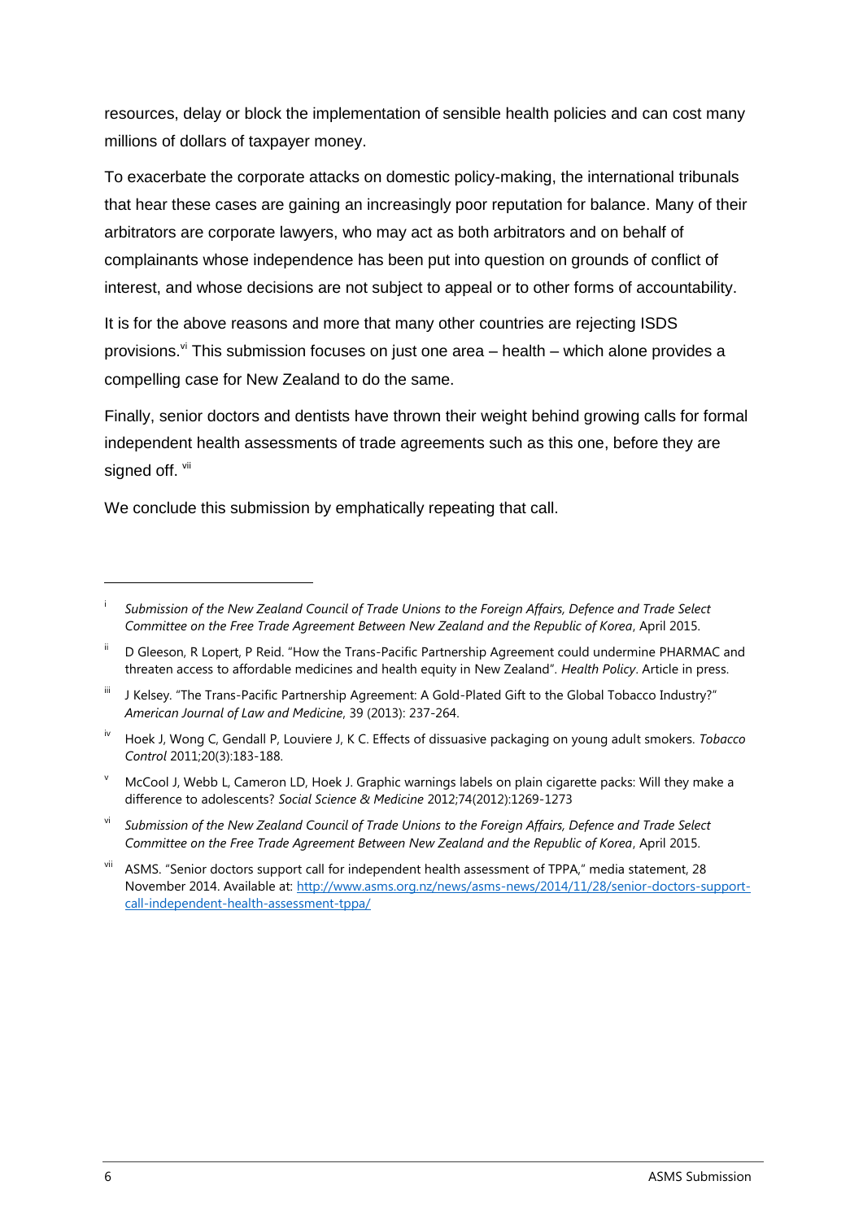resources, delay or block the implementation of sensible health policies and can cost many millions of dollars of taxpayer money.

To exacerbate the corporate attacks on domestic policy-making, the international tribunals that hear these cases are gaining an increasingly poor reputation for balance. Many of their arbitrators are corporate lawyers, who may act as both arbitrators and on behalf of complainants whose independence has been put into question on grounds of conflict of interest, and whose decisions are not subject to appeal or to other forms of accountability.

It is for the above reasons and more that many other countries are rejecting ISDS provisions.[vi] This submission focuses on just one area – health – which alone provides a compelling case for New Zealand to do the same.

Finally, senior doctors and dentists have thrown their weight behind growing calls for formal independent health assessments of trade agreements such as this one, before they are signed off. [vii]

We conclude this submission by emphatically repeating that call.

---

[i] *Submission of the New Zealand Council of Trade Unions to the Foreign Affairs, Defence and Trade Select Committee on the Free Trade Agreement Between New Zealand and the Republic of Korea*, April 2015.

[ii] D Gleeson, R Lopert, P Reid. "How the Trans-Pacific Partnership Agreement could undermine PHARMAC and threaten access to affordable medicines and health equity in New Zealand". *Health Policy*. Article in press.

[iii] J Kelsey. "The Trans-Pacific Partnership Agreement: A Gold-Plated Gift to the Global Tobacco Industry?" *American Journal of Law and Medicine*, 39 (2013): 237-264.

[iv] Hoek J, Wong C, Gendall P, Louviere J, K C. Effects of dissuasive packaging on young adult smokers. *Tobacco Control* 2011;20(3):183-188.

[v] McCool J, Webb L, Cameron LD, Hoek J. Graphic warnings labels on plain cigarette packs: Will they make a difference to adolescents? *Social Science & Medicine* 2012;74(2012):1269-1273

[vi] *Submission of the New Zealand Council of Trade Unions to the Foreign Affairs, Defence and Trade Select Committee on the Free Trade Agreement Between New Zealand and the Republic of Korea*, April 2015.

[vii] ASMS. "Senior doctors support call for independent health assessment of TPPA," media statement, 28 November 2014. Available at: [http://www.asms.org.nz/news/asms-news/2014/11/28/senior-doctors-support-call-independent-health-assessment-tppa/](http://www.asms.org.nz/news/asms-news/2014/11/28/senior-doctors-support-call-independent-health-assessment-tppa/)